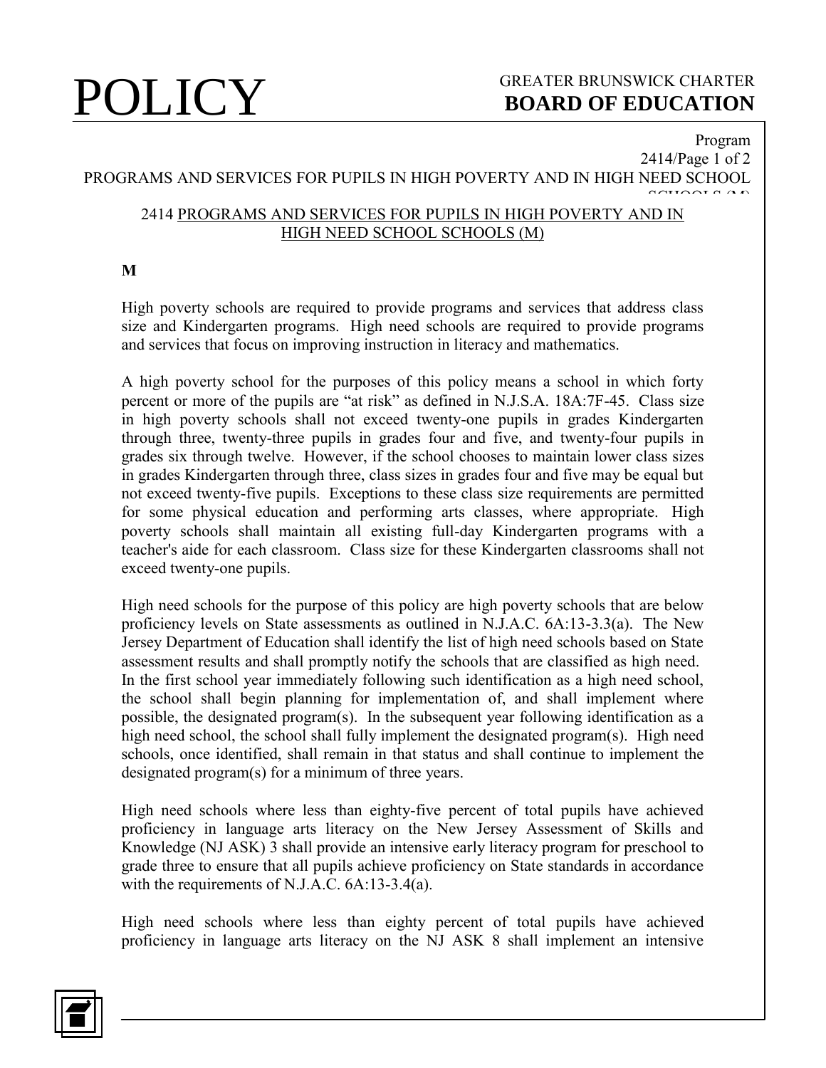# 2414 PROGRAMS AND SERVICES FOR PUPILS IN HIGH POVERTY AND IN HIGH NEED SCHOOL SCHOOLS (M)

**M**

High poverty schools are required to provide programs and services that address class size and Kindergarten programs. High need schools are required to provide programs and services that focus on improving instruction in literacy and mathematics.

A high poverty school for the purposes of this policy means a school in which forty percent or more of the pupils are "at risk" as defined in N.J.S.A. 18A:7F-45. Class size in high poverty schools shall not exceed twenty-one pupils in grades Kindergarten through three, twenty-three pupils in grades four and five, and twenty-four pupils in grades six through twelve. However, if the school chooses to maintain lower class sizes in grades Kindergarten through three, class sizes in grades four and five may be equal but not exceed twenty-five pupils. Exceptions to these class size requirements are permitted for some physical education and performing arts classes, where appropriate. High poverty schools shall maintain all existing full-day Kindergarten programs with a teacher's aide for each classroom. Class size for these Kindergarten classrooms shall not exceed twenty-one pupils.

High need schools for the purpose of this policy are high poverty schools that are below proficiency levels on State assessments as outlined in N.J.A.C. 6A:13-3.3(a). The New Jersey Department of Education shall identify the list of high need schools based on State assessment results and shall promptly notify the schools that are classified as high need. In the first school year immediately following such identification as a high need school, the school shall begin planning for implementation of, and shall implement where possible, the designated program(s). In the subsequent year following identification as a high need school, the school shall fully implement the designated program(s). High need schools, once identified, shall remain in that status and shall continue to implement the designated program(s) for a minimum of three years.

High need schools where less than eighty-five percent of total pupils have achieved proficiency in language arts literacy on the New Jersey Assessment of Skills and Knowledge (NJ ASK) 3 shall provide an intensive early literacy program for preschool to grade three to ensure that all pupils achieve proficiency on State standards in accordance with the requirements of N.J.A.C. 6A:13-3.4(a).

High need schools where less than eighty percent of total pupils have achieved proficiency in language arts literacy on the NJ ASK 8 shall implement an intensive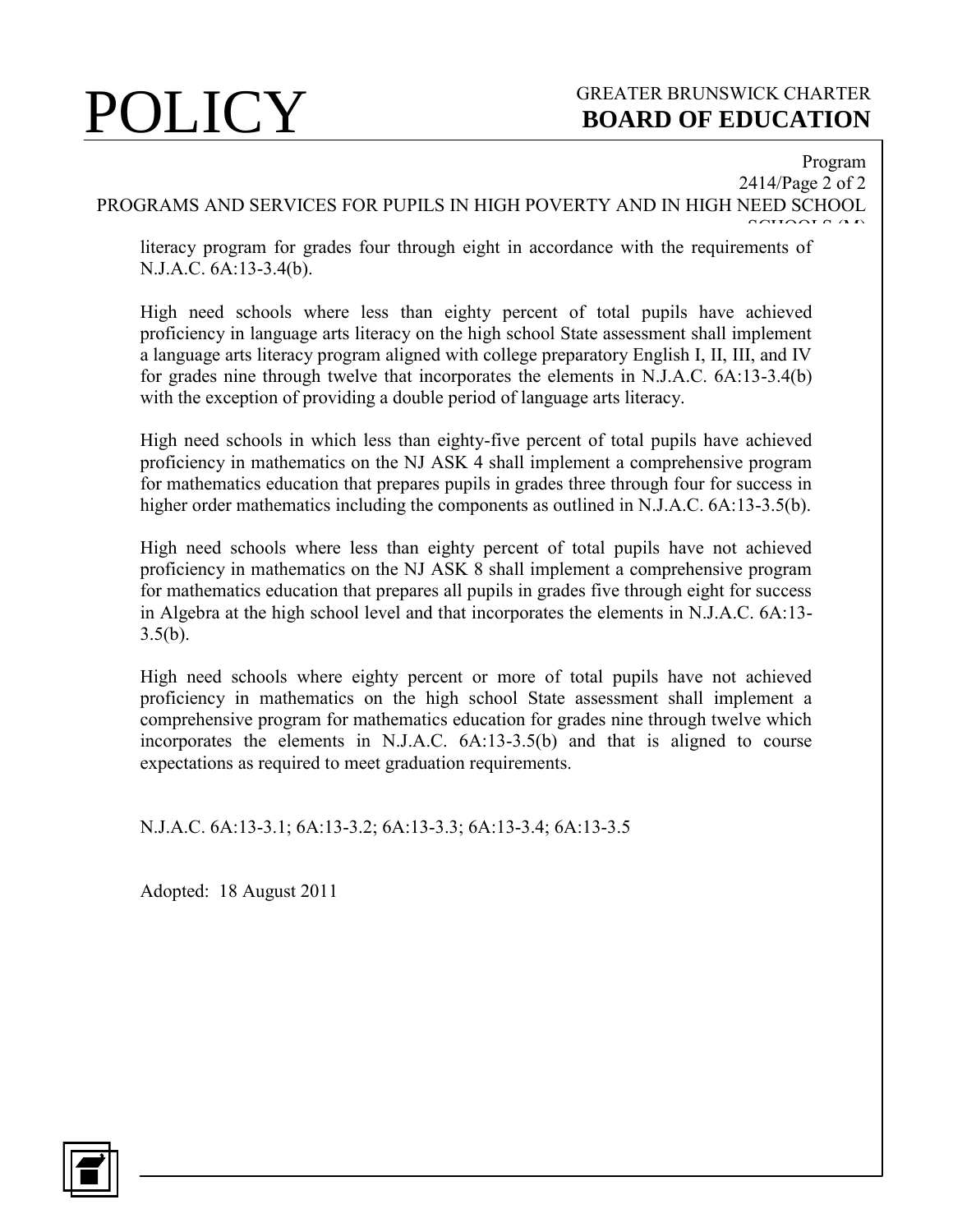literacy program for grades four through eight in accordance with the requirements of N.J.A.C. 6A:13-3.4(b).

High need schools where less than eighty percent of total pupils have achieved proficiency in language arts literacy on the high school State assessment shall implement a language arts literacy program aligned with college preparatory English I, II, III, and IV for grades nine through twelve that incorporates the elements in N.J.A.C. 6A:13-3.4(b) with the exception of providing a double period of language arts literacy.

High need schools in which less than eighty-five percent of total pupils have achieved proficiency in mathematics on the NJ ASK 4 shall implement a comprehensive program for mathematics education that prepares pupils in grades three through four for success in higher order mathematics including the components as outlined in N.J.A.C. 6A:13-3.5(b).

High need schools where less than eighty percent of total pupils have not achieved proficiency in mathematics on the NJ ASK 8 shall implement a comprehensive program for mathematics education that prepares all pupils in grades five through eight for success in Algebra at the high school level and that incorporates the elements in N.J.A.C. 6A:13-3.5(b).

High need schools where eighty percent or more of total pupils have not achieved proficiency in mathematics on the high school State assessment shall implement a comprehensive program for mathematics education for grades nine through twelve which incorporates the elements in N.J.A.C. 6A:13-3.5(b) and that is aligned to course expectations as required to meet graduation requirements.

N.J.A.C. 6A:13-3.1; 6A:13-3.2; 6A:13-3.3; 6A:13-3.4; 6A:13-3.5

Adopted: 18 August 2011